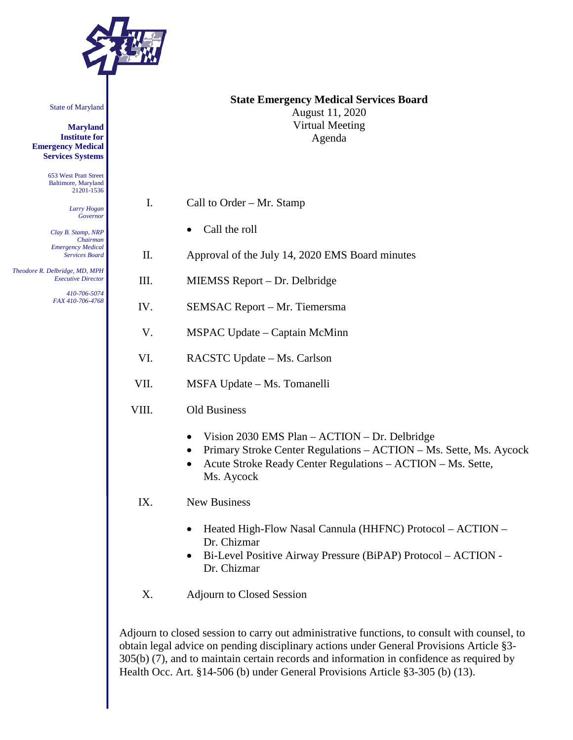State of Maryland

**Maryland Institute for Emergency Medical Services Systems**

653 West Pratt Street
Baltimore, Maryland
21201-1536

*Larry Hogan*
*Governor*

*Clay B. Stamp, NRP*
*Chairman*
*Emergency Medical Services Board*

*Theodore R. Delbridge, MD, MPH*
*Executive Director*

*410-706-5074*
*FAX 410-706-4768*

**State Emergency Medical Services Board**
August 11, 2020
Virtual Meeting
Agenda

I. Call to Order – Mr. Stamp

- Call the roll

II. Approval of the July 14, 2020 EMS Board minutes

III. MIEMSS Report – Dr. Delbridge

IV. SEMSAC Report – Mr. Tiemersma

V. MSPAC Update – Captain McMinn

VI. RACSTC Update – Ms. Carlson

VII. MSFA Update – Ms. Tomanelli

VIII. Old Business

- Vision 2030 EMS Plan – ACTION – Dr. Delbridge
- Primary Stroke Center Regulations – ACTION – Ms. Sette, Ms. Aycock
- Acute Stroke Ready Center Regulations – ACTION – Ms. Sette, Ms. Aycock

IX. New Business

- Heated High-Flow Nasal Cannula (HHFNC) Protocol – ACTION – Dr. Chizmar
- Bi-Level Positive Airway Pressure (BiPAP) Protocol – ACTION - Dr. Chizmar

X. Adjourn to Closed Session

Adjourn to closed session to carry out administrative functions, to consult with counsel, to obtain legal advice on pending disciplinary actions under General Provisions Article §3-305(b) (7), and to maintain certain records and information in confidence as required by Health Occ. Art. §14-506 (b) under General Provisions Article §3-305 (b) (13).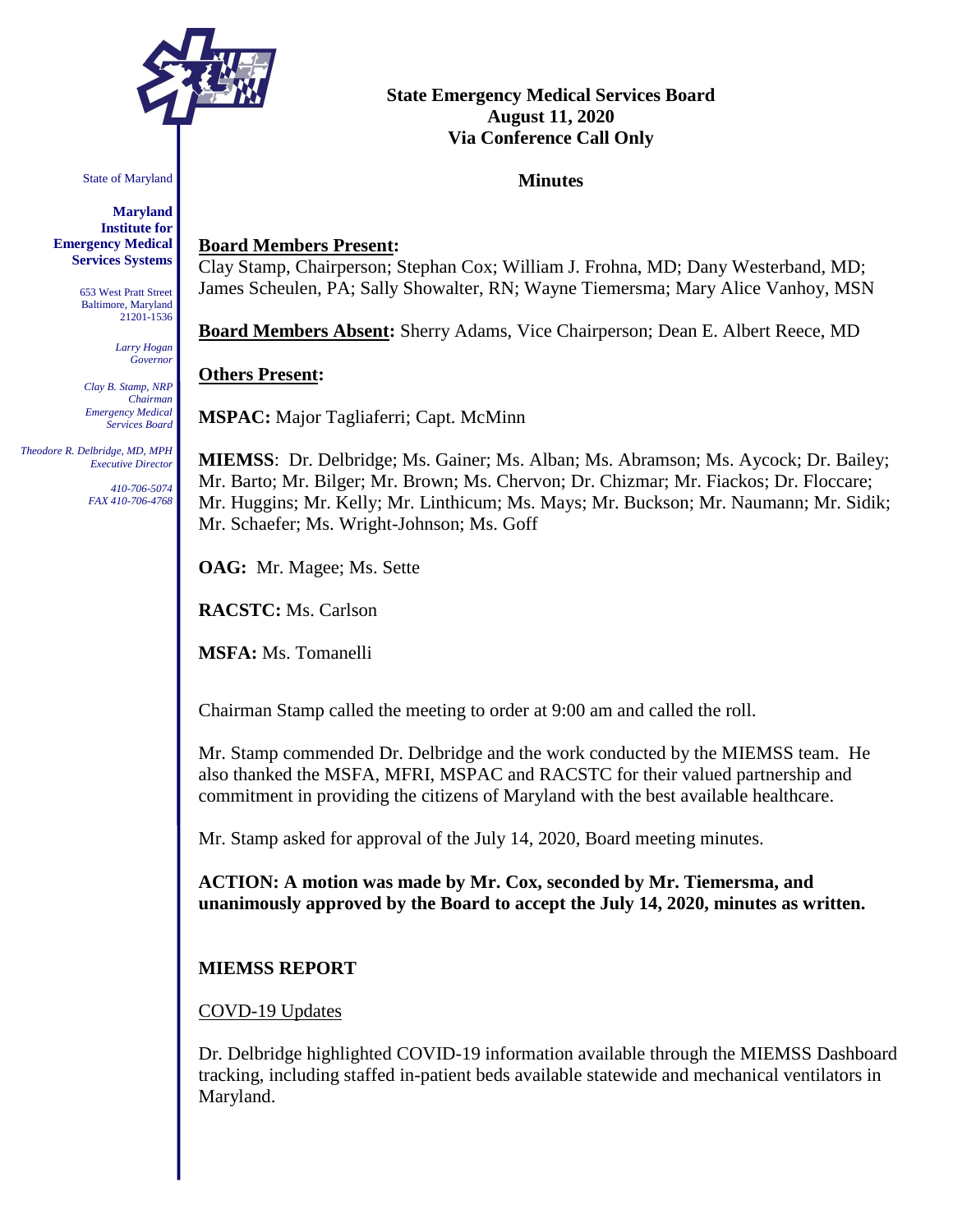# State Emergency Medical Services Board
# August 11, 2020
# Via Conference Call Only

## Minutes

State of Maryland

**Maryland Institute for Emergency Medical Services Systems**

653 West Pratt Street
Baltimore, Maryland
21201-1536

*Larry Hogan*
*Governor*

*Clay B. Stamp, NRP*
*Chairman*
*Emergency Medical Services Board*

*Theodore R. Delbridge, MD, MPH*
*Executive Director*

*410-706-5074*
*FAX 410-706-4768*

**Board Members Present:**
Clay Stamp, Chairperson; Stephan Cox; William J. Frohna, MD; Dany Westerband, MD; James Scheulen, PA; Sally Showalter, RN; Wayne Tiemersma; Mary Alice Vanhoy, MSN

**Board Members Absent:** Sherry Adams, Vice Chairperson; Dean E. Albert Reece, MD

**Others Present:**

**MSPAC:** Major Tagliaferri; Capt. McMinn

**MIEMSS**: Dr. Delbridge; Ms. Gainer; Ms. Alban; Ms. Abramson; Ms. Aycock; Dr. Bailey; Mr. Barto; Mr. Bilger; Mr. Brown; Ms. Chervon; Dr. Chizmar; Mr. Fiackos; Dr. Floccare; Mr. Huggins; Mr. Kelly; Mr. Linthicum; Ms. Mays; Mr. Buckson; Mr. Naumann; Mr. Sidik; Mr. Schaefer; Ms. Wright-Johnson; Ms. Goff

**OAG:** Mr. Magee; Ms. Sette

**RACSTC:** Ms. Carlson

**MSFA:** Ms. Tomanelli

Chairman Stamp called the meeting to order at 9:00 am and called the roll.

Mr. Stamp commended Dr. Delbridge and the work conducted by the MIEMSS team. He also thanked the MSFA, MFRI, MSPAC and RACSTC for their valued partnership and commitment in providing the citizens of Maryland with the best available healthcare.

Mr. Stamp asked for approval of the July 14, 2020, Board meeting minutes.

**ACTION: A motion was made by Mr. Cox, seconded by Mr. Tiemersma, and unanimously approved by the Board to accept the July 14, 2020, minutes as written.**

**MIEMSS REPORT**

COVD-19 Updates

Dr. Delbridge highlighted COVID-19 information available through the MIEMSS Dashboard tracking, including staffed in-patient beds available statewide and mechanical ventilators in Maryland.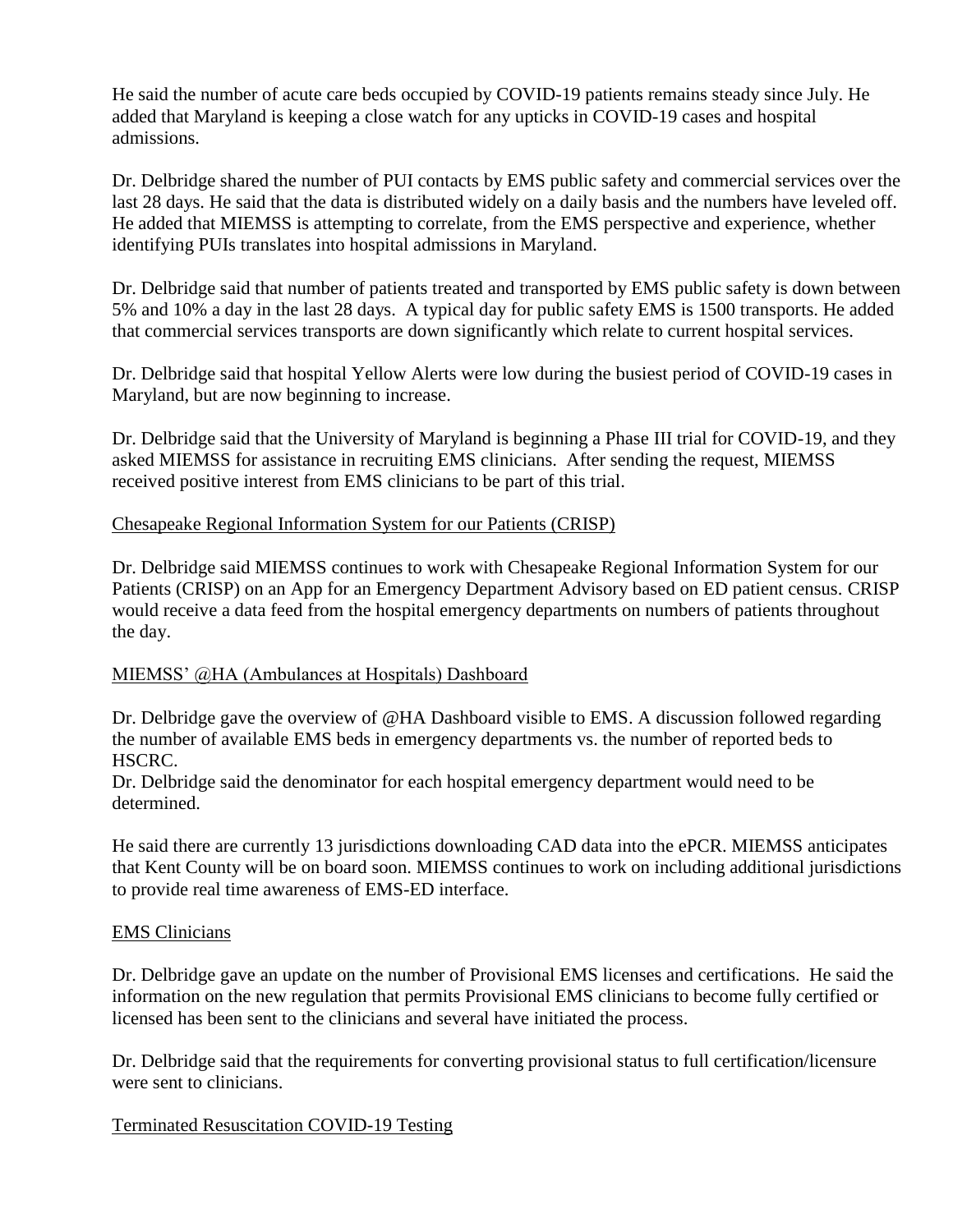He said the number of acute care beds occupied by COVID-19 patients remains steady since July. He added that Maryland is keeping a close watch for any upticks in COVID-19 cases and hospital admissions.

Dr. Delbridge shared the number of PUI contacts by EMS public safety and commercial services over the last 28 days. He said that the data is distributed widely on a daily basis and the numbers have leveled off. He added that MIEMSS is attempting to correlate, from the EMS perspective and experience, whether identifying PUIs translates into hospital admissions in Maryland.

Dr. Delbridge said that number of patients treated and transported by EMS public safety is down between 5% and 10% a day in the last 28 days. A typical day for public safety EMS is 1500 transports. He added that commercial services transports are down significantly which relate to current hospital services.

Dr. Delbridge said that hospital Yellow Alerts were low during the busiest period of COVID-19 cases in Maryland, but are now beginning to increase.

Dr. Delbridge said that the University of Maryland is beginning a Phase III trial for COVID-19, and they asked MIEMSS for assistance in recruiting EMS clinicians. After sending the request, MIEMSS received positive interest from EMS clinicians to be part of this trial.

<u>Chesapeake Regional Information System for our Patients (CRISP)</u>

Dr. Delbridge said MIEMSS continues to work with Chesapeake Regional Information System for our Patients (CRISP) on an App for an Emergency Department Advisory based on ED patient census. CRISP would receive a data feed from the hospital emergency departments on numbers of patients throughout the day.

<u>MIEMSS' @HA (Ambulances at Hospitals) Dashboard</u>

Dr. Delbridge gave the overview of @HA Dashboard visible to EMS. A discussion followed regarding the number of available EMS beds in emergency departments vs. the number of reported beds to HSCRC.
Dr. Delbridge said the denominator for each hospital emergency department would need to be determined.

He said there are currently 13 jurisdictions downloading CAD data into the ePCR. MIEMSS anticipates that Kent County will be on board soon. MIEMSS continues to work on including additional jurisdictions to provide real time awareness of EMS-ED interface.

<u>EMS Clinicians</u>

Dr. Delbridge gave an update on the number of Provisional EMS licenses and certifications. He said the information on the new regulation that permits Provisional EMS clinicians to become fully certified or licensed has been sent to the clinicians and several have initiated the process.

Dr. Delbridge said that the requirements for converting provisional status to full certification/licensure were sent to clinicians.

<u>Terminated Resuscitation COVID-19 Testing</u>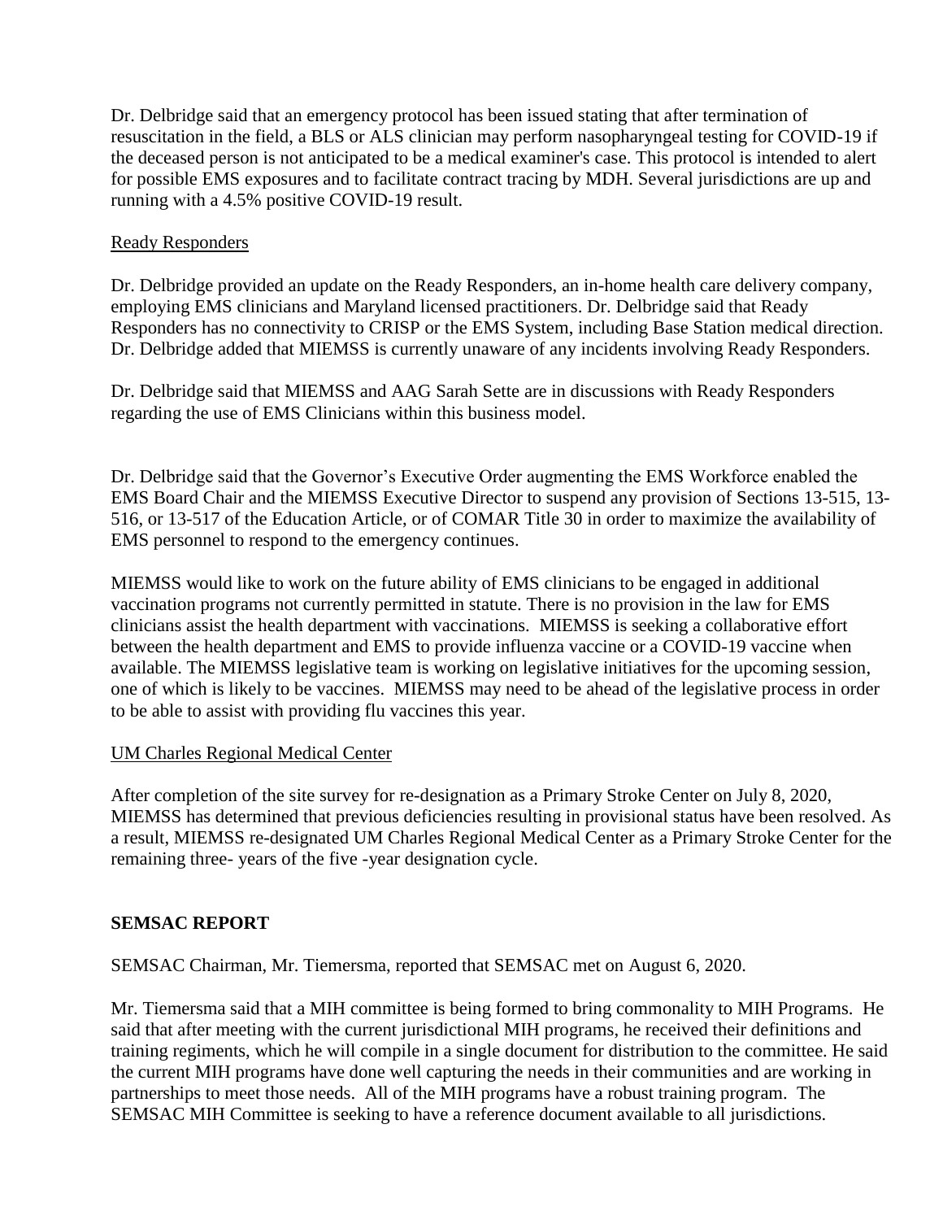Dr. Delbridge said that an emergency protocol has been issued stating that after termination of resuscitation in the field, a BLS or ALS clinician may perform nasopharyngeal testing for COVID-19 if the deceased person is not anticipated to be a medical examiner's case. This protocol is intended to alert for possible EMS exposures and to facilitate contract tracing by MDH. Several jurisdictions are up and running with a 4.5% positive COVID-19 result.

Ready Responders

Dr. Delbridge provided an update on the Ready Responders, an in-home health care delivery company, employing EMS clinicians and Maryland licensed practitioners. Dr. Delbridge said that Ready Responders has no connectivity to CRISP or the EMS System, including Base Station medical direction. Dr. Delbridge added that MIEMSS is currently unaware of any incidents involving Ready Responders.

Dr. Delbridge said that MIEMSS and AAG Sarah Sette are in discussions with Ready Responders regarding the use of EMS Clinicians within this business model.

Dr. Delbridge said that the Governor's Executive Order augmenting the EMS Workforce enabled the EMS Board Chair and the MIEMSS Executive Director to suspend any provision of Sections 13-515, 13-516, or 13-517 of the Education Article, or of COMAR Title 30 in order to maximize the availability of EMS personnel to respond to the emergency continues.

MIEMSS would like to work on the future ability of EMS clinicians to be engaged in additional vaccination programs not currently permitted in statute. There is no provision in the law for EMS clinicians assist the health department with vaccinations. MIEMSS is seeking a collaborative effort between the health department and EMS to provide influenza vaccine or a COVID-19 vaccine when available. The MIEMSS legislative team is working on legislative initiatives for the upcoming session, one of which is likely to be vaccines. MIEMSS may need to be ahead of the legislative process in order to be able to assist with providing flu vaccines this year.

UM Charles Regional Medical Center

After completion of the site survey for re-designation as a Primary Stroke Center on July 8, 2020, MIEMSS has determined that previous deficiencies resulting in provisional status have been resolved. As a result, MIEMSS re-designated UM Charles Regional Medical Center as a Primary Stroke Center for the remaining three- years of the five -year designation cycle.

**SEMSAC REPORT**

SEMSAC Chairman, Mr. Tiemersma, reported that SEMSAC met on August 6, 2020.

Mr. Tiemersma said that a MIH committee is being formed to bring commonality to MIH Programs. He said that after meeting with the current jurisdictional MIH programs, he received their definitions and training regiments, which he will compile in a single document for distribution to the committee. He said the current MIH programs have done well capturing the needs in their communities and are working in partnerships to meet those needs. All of the MIH programs have a robust training program. The SEMSAC MIH Committee is seeking to have a reference document available to all jurisdictions.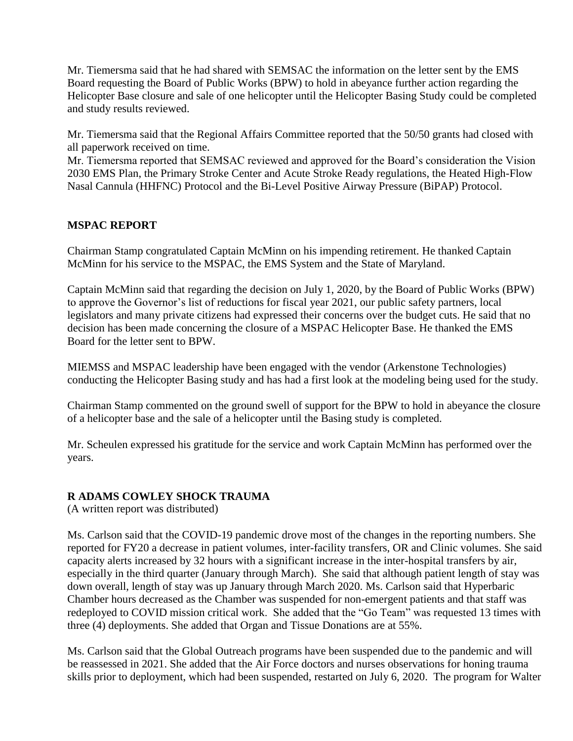Mr. Tiemersma said that he had shared with SEMSAC the information on the letter sent by the EMS Board requesting the Board of Public Works (BPW) to hold in abeyance further action regarding the Helicopter Base closure and sale of one helicopter until the Helicopter Basing Study could be completed and study results reviewed.

Mr. Tiemersma said that the Regional Affairs Committee reported that the 50/50 grants had closed with all paperwork received on time.
Mr. Tiemersma reported that SEMSAC reviewed and approved for the Board's consideration the Vision 2030 EMS Plan, the Primary Stroke Center and Acute Stroke Ready regulations, the Heated High-Flow Nasal Cannula (HHFNC) Protocol and the Bi-Level Positive Airway Pressure (BiPAP) Protocol.

## MSPAC REPORT

Chairman Stamp congratulated Captain McMinn on his impending retirement. He thanked Captain McMinn for his service to the MSPAC, the EMS System and the State of Maryland.

Captain McMinn said that regarding the decision on July 1, 2020, by the Board of Public Works (BPW) to approve the Governor's list of reductions for fiscal year 2021, our public safety partners, local legislators and many private citizens had expressed their concerns over the budget cuts. He said that no decision has been made concerning the closure of a MSPAC Helicopter Base. He thanked the EMS Board for the letter sent to BPW.

MIEMSS and MSPAC leadership have been engaged with the vendor (Arkenstone Technologies) conducting the Helicopter Basing study and has had a first look at the modeling being used for the study.

Chairman Stamp commented on the ground swell of support for the BPW to hold in abeyance the closure of a helicopter base and the sale of a helicopter until the Basing study is completed.

Mr. Scheulen expressed his gratitude for the service and work Captain McMinn has performed over the years.

## R ADAMS COWLEY SHOCK TRAUMA

(A written report was distributed)

Ms. Carlson said that the COVID-19 pandemic drove most of the changes in the reporting numbers. She reported for FY20 a decrease in patient volumes, inter-facility transfers, OR and Clinic volumes. She said capacity alerts increased by 32 hours with a significant increase in the inter-hospital transfers by air, especially in the third quarter (January through March). She said that although patient length of stay was down overall, length of stay was up January through March 2020. Ms. Carlson said that Hyperbaric Chamber hours decreased as the Chamber was suspended for non-emergent patients and that staff was redeployed to COVID mission critical work. She added that the "Go Team" was requested 13 times with three (4) deployments. She added that Organ and Tissue Donations are at 55%.

Ms. Carlson said that the Global Outreach programs have been suspended due to the pandemic and will be reassessed in 2021. She added that the Air Force doctors and nurses observations for honing trauma skills prior to deployment, which had been suspended, restarted on July 6, 2020. The program for Walter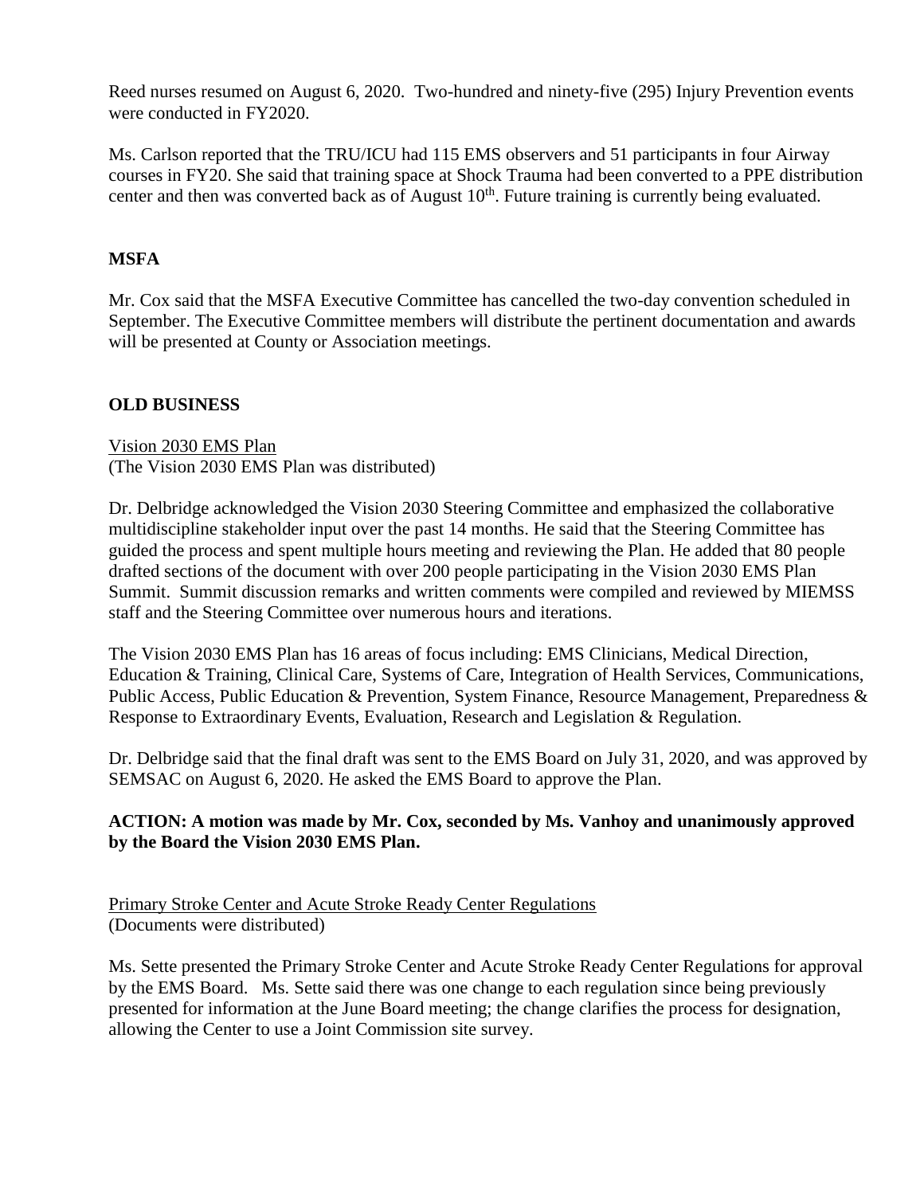Reed nurses resumed on August 6, 2020. Two-hundred and ninety-five (295) Injury Prevention events were conducted in FY2020.

Ms. Carlson reported that the TRU/ICU had 115 EMS observers and 51 participants in four Airway courses in FY20. She said that training space at Shock Trauma had been converted to a PPE distribution center and then was converted back as of August 10th. Future training is currently being evaluated.

**MSFA**

Mr. Cox said that the MSFA Executive Committee has cancelled the two-day convention scheduled in September. The Executive Committee members will distribute the pertinent documentation and awards will be presented at County or Association meetings.

**OLD BUSINESS**

Vision 2030 EMS Plan
(The Vision 2030 EMS Plan was distributed)

Dr. Delbridge acknowledged the Vision 2030 Steering Committee and emphasized the collaborative multidiscipline stakeholder input over the past 14 months. He said that the Steering Committee has guided the process and spent multiple hours meeting and reviewing the Plan. He added that 80 people drafted sections of the document with over 200 people participating in the Vision 2030 EMS Plan Summit. Summit discussion remarks and written comments were compiled and reviewed by MIEMSS staff and the Steering Committee over numerous hours and iterations.

The Vision 2030 EMS Plan has 16 areas of focus including: EMS Clinicians, Medical Direction, Education & Training, Clinical Care, Systems of Care, Integration of Health Services, Communications, Public Access, Public Education & Prevention, System Finance, Resource Management, Preparedness & Response to Extraordinary Events, Evaluation, Research and Legislation & Regulation.

Dr. Delbridge said that the final draft was sent to the EMS Board on July 31, 2020, and was approved by SEMSAC on August 6, 2020. He asked the EMS Board to approve the Plan.

**ACTION: A motion was made by Mr. Cox, seconded by Ms. Vanhoy and unanimously approved by the Board the Vision 2030 EMS Plan.**

Primary Stroke Center and Acute Stroke Ready Center Regulations
(Documents were distributed)

Ms. Sette presented the Primary Stroke Center and Acute Stroke Ready Center Regulations for approval by the EMS Board. Ms. Sette said there was one change to each regulation since being previously presented for information at the June Board meeting; the change clarifies the process for designation, allowing the Center to use a Joint Commission site survey.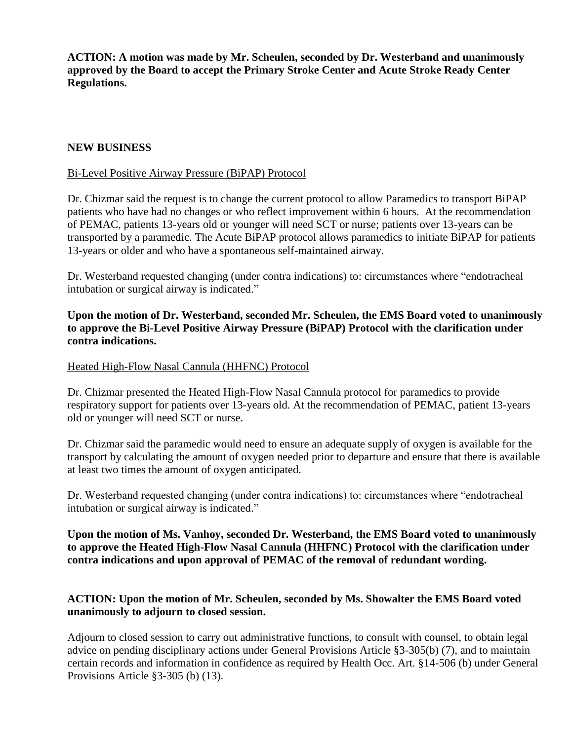**ACTION: A motion was made by Mr. Scheulen, seconded by Dr. Westerband and unanimously approved by the Board to accept the Primary Stroke Center and Acute Stroke Ready Center Regulations.**

**NEW BUSINESS**

Bi-Level Positive Airway Pressure (BiPAP) Protocol

Dr. Chizmar said the request is to change the current protocol to allow Paramedics to transport BiPAP patients who have had no changes or who reflect improvement within 6 hours. At the recommendation of PEMAC, patients 13-years old or younger will need SCT or nurse; patients over 13-years can be transported by a paramedic. The Acute BiPAP protocol allows paramedics to initiate BiPAP for patients 13-years or older and who have a spontaneous self-maintained airway.

Dr. Westerband requested changing (under contra indications) to: circumstances where "endotracheal intubation or surgical airway is indicated."

**Upon the motion of Dr. Westerband, seconded Mr. Scheulen, the EMS Board voted to unanimously to approve the Bi-Level Positive Airway Pressure (BiPAP) Protocol with the clarification under contra indications.**

Heated High-Flow Nasal Cannula (HHFNC) Protocol

Dr. Chizmar presented the Heated High-Flow Nasal Cannula protocol for paramedics to provide respiratory support for patients over 13-years old. At the recommendation of PEMAC, patient 13-years old or younger will need SCT or nurse.

Dr. Chizmar said the paramedic would need to ensure an adequate supply of oxygen is available for the transport by calculating the amount of oxygen needed prior to departure and ensure that there is available at least two times the amount of oxygen anticipated.

Dr. Westerband requested changing (under contra indications) to: circumstances where "endotracheal intubation or surgical airway is indicated."

**Upon the motion of Ms. Vanhoy, seconded Dr. Westerband, the EMS Board voted to unanimously to approve the Heated High-Flow Nasal Cannula (HHFNC) Protocol with the clarification under contra indications and upon approval of PEMAC of the removal of redundant wording.**

**ACTION: Upon the motion of Mr. Scheulen, seconded by Ms. Showalter the EMS Board voted unanimously to adjourn to closed session.**

Adjourn to closed session to carry out administrative functions, to consult with counsel, to obtain legal advice on pending disciplinary actions under General Provisions Article §3-305(b) (7), and to maintain certain records and information in confidence as required by Health Occ. Art. §14-506 (b) under General Provisions Article §3-305 (b) (13).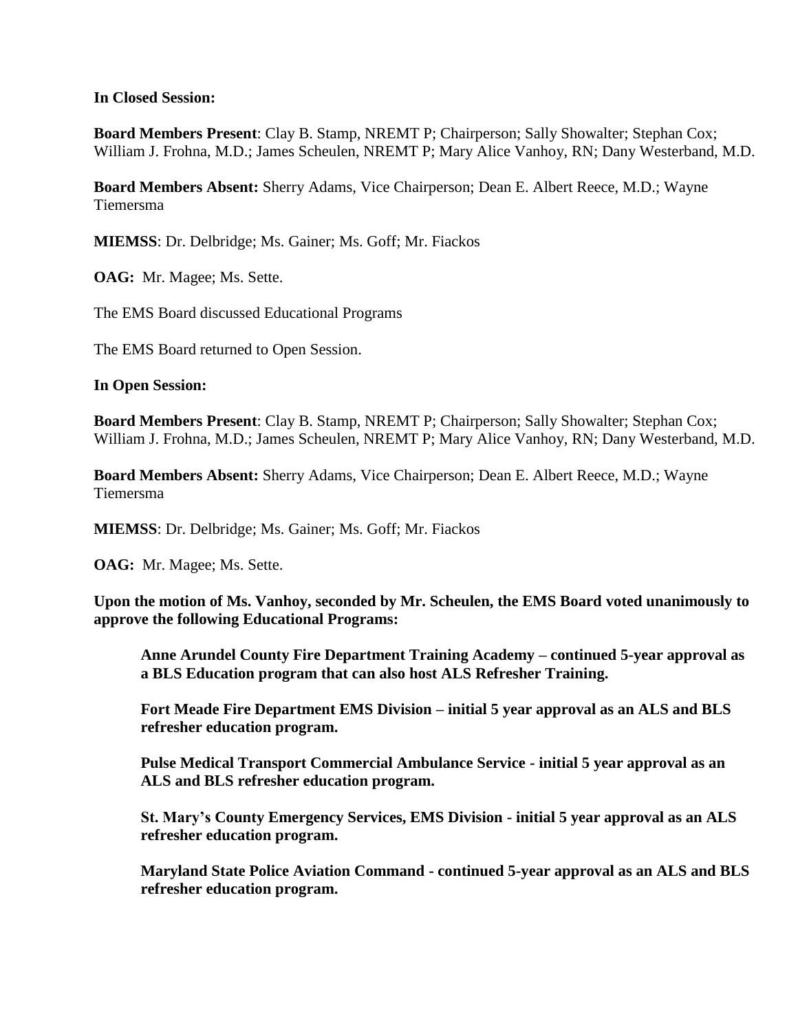**In Closed Session:**

**Board Members Present**: Clay B. Stamp, NREMT P; Chairperson; Sally Showalter; Stephan Cox; William J. Frohna, M.D.; James Scheulen, NREMT P; Mary Alice Vanhoy, RN; Dany Westerband, M.D.

**Board Members Absent:** Sherry Adams, Vice Chairperson; Dean E. Albert Reece, M.D.; Wayne Tiemersma

**MIEMSS**: Dr. Delbridge; Ms. Gainer; Ms. Goff; Mr. Fiackos

**OAG:** Mr. Magee; Ms. Sette.

The EMS Board discussed Educational Programs

The EMS Board returned to Open Session.

**In Open Session:**

**Board Members Present**: Clay B. Stamp, NREMT P; Chairperson; Sally Showalter; Stephan Cox; William J. Frohna, M.D.; James Scheulen, NREMT P; Mary Alice Vanhoy, RN; Dany Westerband, M.D.

**Board Members Absent:** Sherry Adams, Vice Chairperson; Dean E. Albert Reece, M.D.; Wayne Tiemersma

**MIEMSS**: Dr. Delbridge; Ms. Gainer; Ms. Goff; Mr. Fiackos

**OAG:** Mr. Magee; Ms. Sette.

**Upon the motion of Ms. Vanhoy, seconded by Mr. Scheulen, the EMS Board voted unanimously to approve the following Educational Programs:**

> **Anne Arundel County Fire Department Training Academy – continued 5-year approval as a BLS Education program that can also host ALS Refresher Training.**
>
> **Fort Meade Fire Department EMS Division – initial 5 year approval as an ALS and BLS refresher education program.**
>
> **Pulse Medical Transport Commercial Ambulance Service - initial 5 year approval as an ALS and BLS refresher education program.**
>
> **St. Mary's County Emergency Services, EMS Division - initial 5 year approval as an ALS refresher education program.**
>
> **Maryland State Police Aviation Command - continued 5-year approval as an ALS and BLS refresher education program.**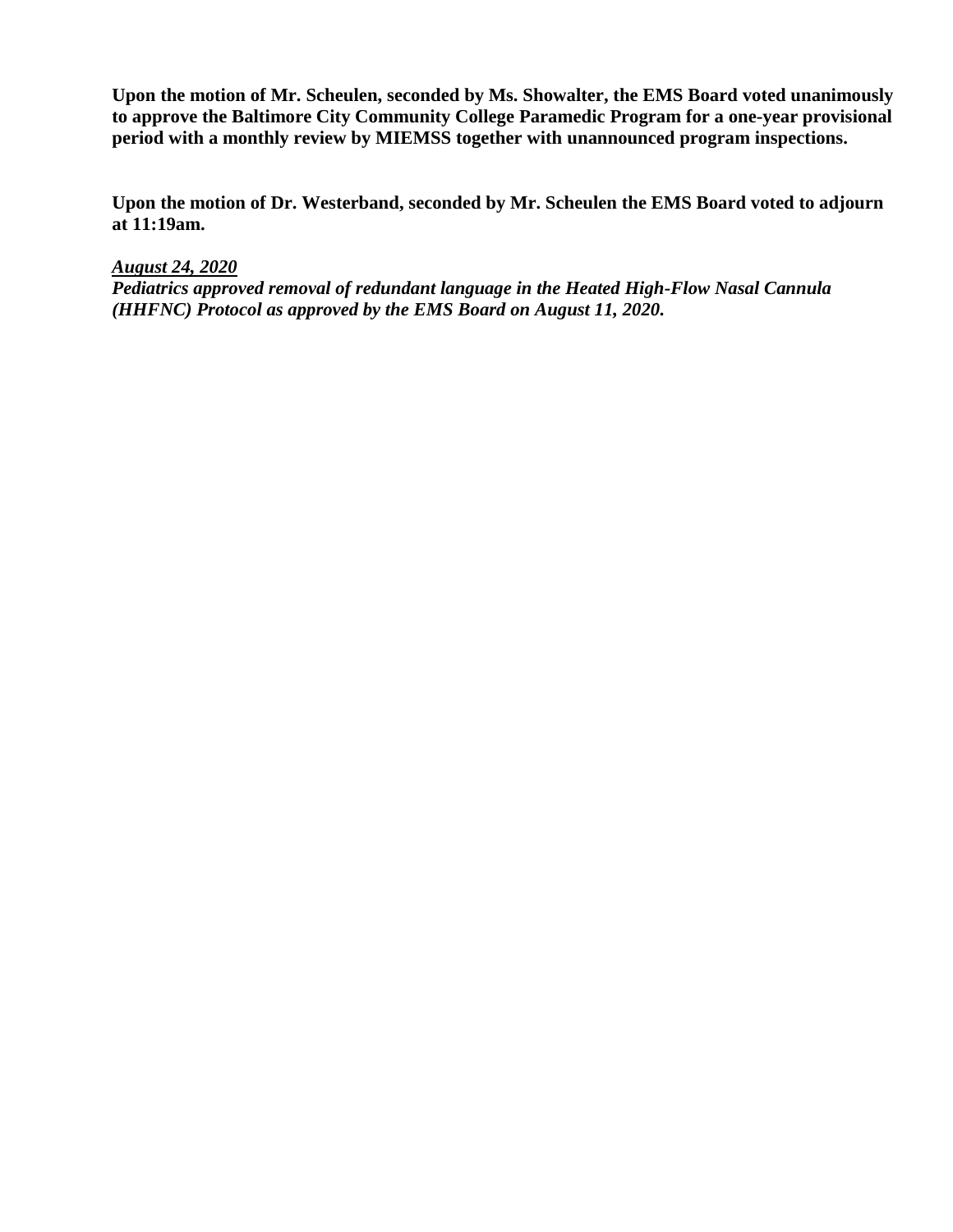**Upon the motion of Mr. Scheulen, seconded by Ms. Showalter, the EMS Board voted unanimously to approve the Baltimore City Community College Paramedic Program for a one-year provisional period with a monthly review by MIEMSS together with unannounced program inspections.**

**Upon the motion of Dr. Westerband, seconded by Mr. Scheulen the EMS Board voted to adjourn at 11:19am.**

***<u>August 24, 2020</u>***
***Pediatrics approved removal of redundant language in the Heated High-Flow Nasal Cannula (HHFNC) Protocol as approved by the EMS Board on August 11, 2020.***